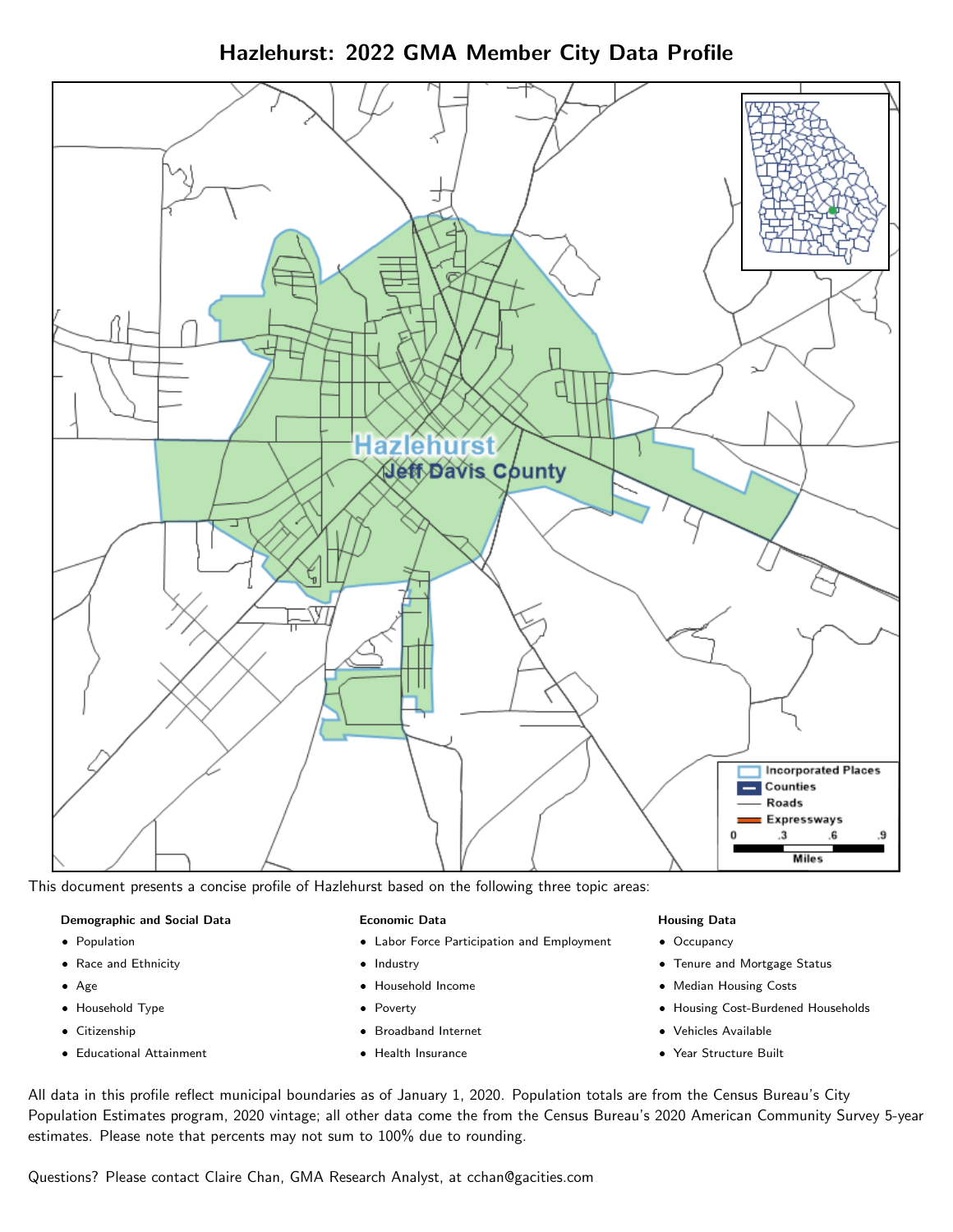# Hazlehurst: 2022 GMA Member City Data Profile

This document presents a concise profile of Hazlehurst based on the following three topic areas:

**Demographic and Social Data**

- Population
- Race and Ethnicity
- Age
- Household Type
- Citizenship
- Educational Attainment

**Economic Data**

- Labor Force Participation and Employment
- Industry
- Household Income
- Poverty
- Broadband Internet
- Health Insurance

**Housing Data**

- Occupancy
- Tenure and Mortgage Status
- Median Housing Costs
- Housing Cost-Burdened Households
- Vehicles Available
- Year Structure Built

All data in this profile reflect municipal boundaries as of January 1, 2020. Population totals are from the Census Bureau's City Population Estimates program, 2020 vintage; all other data come the from the Census Bureau's 2020 American Community Survey 5-year estimates. Please note that percents may not sum to 100% due to rounding.

Questions? Please contact Claire Chan, GMA Research Analyst, at cchan@gacities.com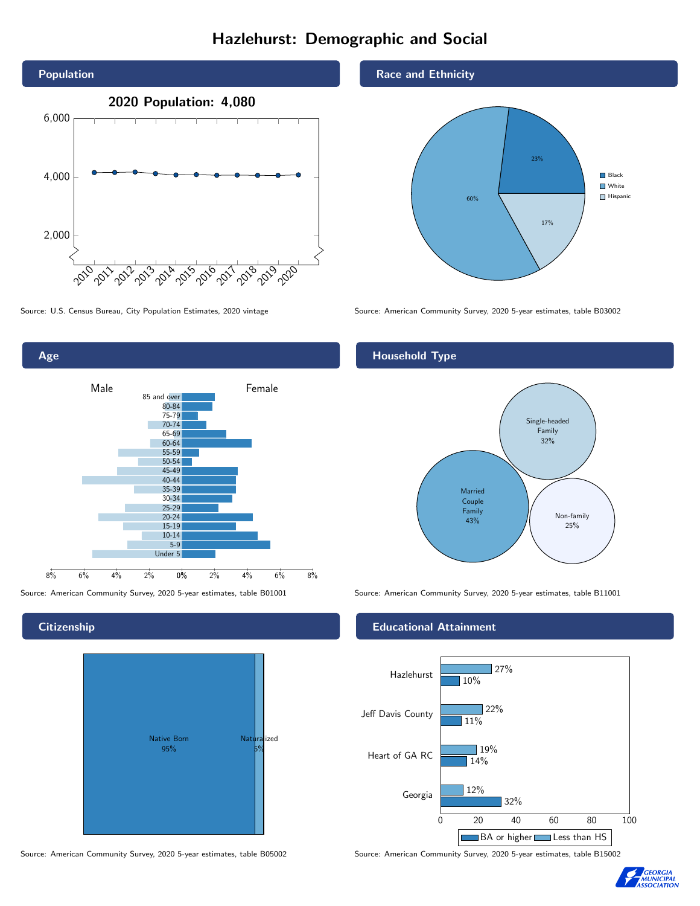# Hazlehurst: Demographic and Social

## Population

2020 Population: 4,080

Source: U.S. Census Bureau, City Population Estimates, 2020 vintage

## Race and Ethnicity

| Group | Percent |
| --- | --- |
| Black | 23% |
| White | 60% |
| Hispanic | 17% |

Source: American Community Survey, 2020 5-year estimates, table B03002

## Age

Source: American Community Survey, 2020 5-year estimates, table B01001

## Household Type

| Type | Percent |
| --- | --- |
| Married Couple Family | 43% |
| Single-headed Family | 32% |
| Non-family | 25% |

Source: American Community Survey, 2020 5-year estimates, table B11001

## Citizenship

| Status | Percent |
| --- | --- |
| Native Born | 95% |
| Naturalized | 5% |

Source: American Community Survey, 2020 5-year estimates, table B05002

## Educational Attainment

| Area | Less than HS | BA or higher |
| --- | --- | --- |
| Hazlehurst | 27% | 10% |
| Jeff Davis County | 22% | 11% |
| Heart of GA RC | 19% | 14% |
| Georgia | 12% | 32% |

Source: American Community Survey, 2020 5-year estimates, table B15002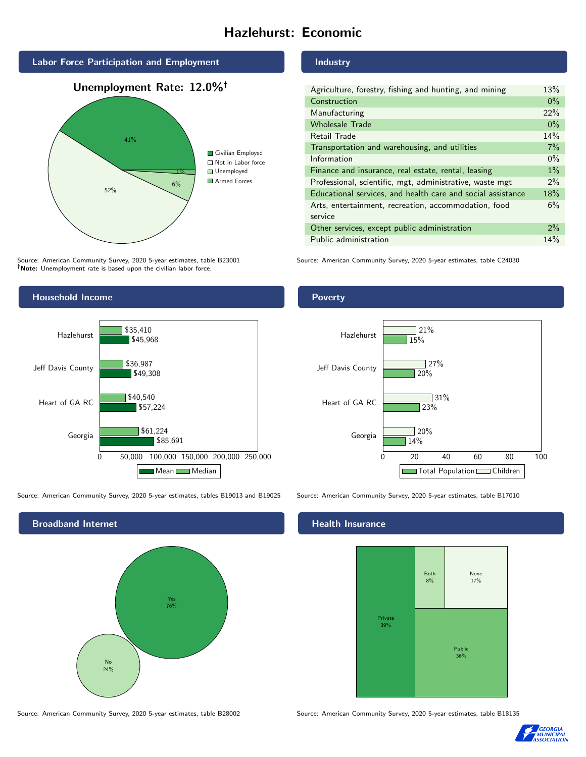# Hazlehurst: Economic

## Labor Force Participation and Employment

**Unemployment Rate: 12.0%†**

| Category | Percent |
|---|---|
| Civilian Employed | 41% |
| Not in Labor force | 52% |
| Unemployed | 6% |
| Armed Forces | 1% |

Source: American Community Survey, 2020 5-year estimates, table B23001
**†Note:** Unemployment rate is based upon the civilian labor force.

## Industry

| Industry | Percent |
|---|---|
| Agriculture, forestry, fishing and hunting, and mining | 13% |
| Construction | 0% |
| Manufacturing | 22% |
| Wholesale Trade | 0% |
| Retail Trade | 14% |
| Transportation and warehousing, and utilities | 7% |
| Information | 0% |
| Finance and insurance, real estate, rental, leasing | 1% |
| Professional, scientific, mgt, administrative, waste mgt | 2% |
| Educational services, and health care and social assistance | 18% |
| Arts, entertainment, recreation, accommodation, food service | 6% |
| Other services, except public administration | 2% |
| Public administration | 14% |

Source: American Community Survey, 2020 5-year estimates, table C24030

## Household Income

| | Median | Mean |
|---|---|---|
| Hazlehurst | $35,410 | $45,968 |
| Jeff Davis County | $36,987 | $49,308 |
| Heart of GA RC | $40,540 | $57,224 |
| Georgia | $61,224 | $85,691 |

Source: American Community Survey, 2020 5-year estimates, tables B19013 and B19025

## Poverty

| | Children | Total Population |
|---|---|---|
| Hazlehurst | 21% | 15% |
| Jeff Davis County | 27% | 20% |
| Heart of GA RC | 31% | 23% |
| Georgia | 20% | 14% |

Source: American Community Survey, 2020 5-year estimates, table B17010

## Broadband Internet

| | Percent |
|---|---|
| Yes | 76% |
| No | 24% |

Source: American Community Survey, 2020 5-year estimates, table B28002

## Health Insurance

| | Percent |
|---|---|
| Private | 39% |
| Public | 36% |
| Both | 8% |
| None | 17% |

Source: American Community Survey, 2020 5-year estimates, table B18135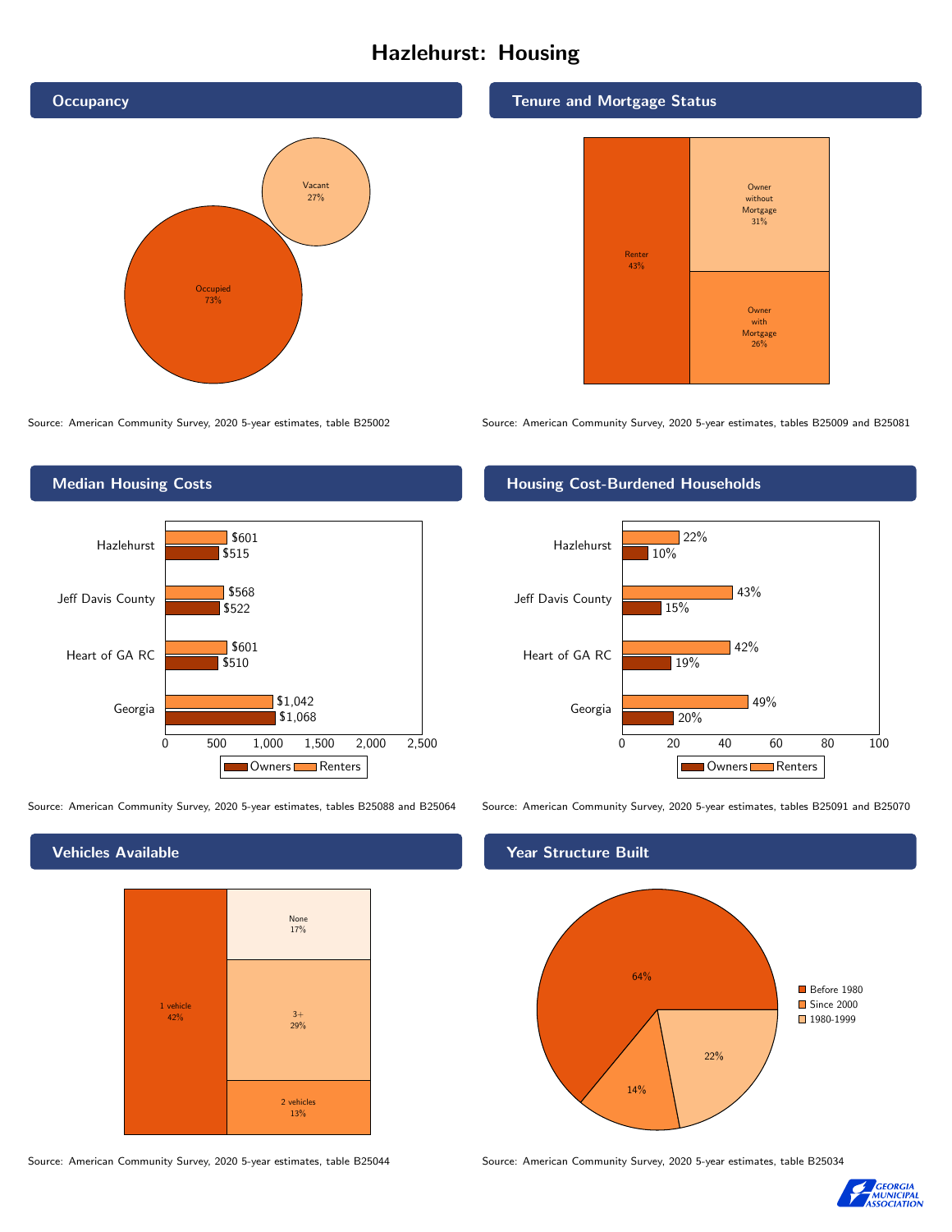# Hazlehurst: Housing

## Occupancy

Vacant
27%

Occupied
73%

Source: American Community Survey, 2020 5-year estimates, table B25002

## Tenure and Mortgage Status

Renter
43%

Owner
without
Mortgage
31%

Owner
with
Mortgage
26%

Source: American Community Survey, 2020 5-year estimates, tables B25009 and B25081

## Median Housing Costs

Hazlehurst
$601
$515

Jeff Davis County
$568
$522

Heart of GA RC
$601
$510

Georgia
$1,042
$1,068

0 500 1,000 1,500 2,000 2,500

Owners Renters

Source: American Community Survey, 2020 5-year estimates, tables B25088 and B25064

## Housing Cost-Burdened Households

Hazlehurst
22%
10%

Jeff Davis County
43%
15%

Heart of GA RC
42%
19%

Georgia
49%
20%

0 20 40 60 80 100

Owners Renters

Source: American Community Survey, 2020 5-year estimates, tables B25091 and B25070

## Vehicles Available

1 vehicle
42%

None
17%

3+
29%

2 vehicles
13%

Source: American Community Survey, 2020 5-year estimates, table B25044

## Year Structure Built

64%

14%

22%

Before 1980
Since 2000
1980-1999

Source: American Community Survey, 2020 5-year estimates, table B25034